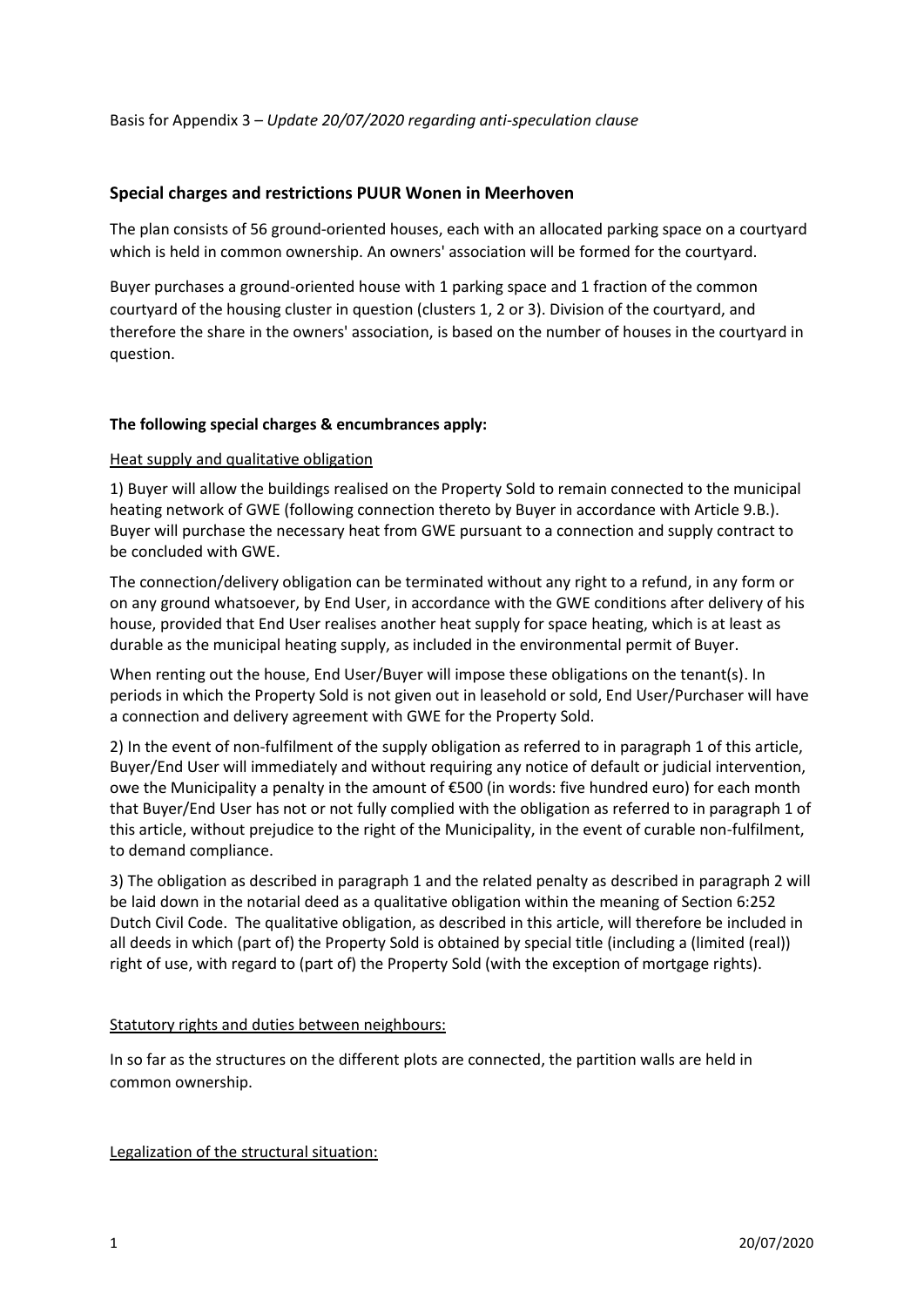Basis for Appendix 3 – *Update 20/07/2020 regarding anti-speculation clause*

## Special charges and restrictions PUUR Wonen in Meerhoven

The plan consists of 56 ground-oriented houses, each with an allocated parking space on a courtyard which is held in common ownership. An owners' association will be formed for the courtyard.

Buyer purchases a ground-oriented house with 1 parking space and 1 fraction of the common courtyard of the housing cluster in question (clusters 1, 2 or 3). Division of the courtyard, and therefore the share in the owners' association, is based on the number of houses in the courtyard in question.

### The following special charges & encumbrances apply:

<u>Heat supply and qualitative obligation</u>

1) Buyer will allow the buildings realised on the Property Sold to remain connected to the municipal heating network of GWE (following connection thereto by Buyer in accordance with Article 9.B.). Buyer will purchase the necessary heat from GWE pursuant to a connection and supply contract to be concluded with GWE.

The connection/delivery obligation can be terminated without any right to a refund, in any form or on any ground whatsoever, by End User, in accordance with the GWE conditions after delivery of his house, provided that End User realises another heat supply for space heating, which is at least as durable as the municipal heating supply, as included in the environmental permit of Buyer.

When renting out the house, End User/Buyer will impose these obligations on the tenant(s). In periods in which the Property Sold is not given out in leasehold or sold, End User/Purchaser will have a connection and delivery agreement with GWE for the Property Sold.

2) In the event of non-fulfilment of the supply obligation as referred to in paragraph 1 of this article, Buyer/End User will immediately and without requiring any notice of default or judicial intervention, owe the Municipality a penalty in the amount of €500 (in words: five hundred euro) for each month that Buyer/End User has not or not fully complied with the obligation as referred to in paragraph 1 of this article, without prejudice to the right of the Municipality, in the event of curable non-fulfilment, to demand compliance.

3) The obligation as described in paragraph 1 and the related penalty as described in paragraph 2 will be laid down in the notarial deed as a qualitative obligation within the meaning of Section 6:252 Dutch Civil Code. The qualitative obligation, as described in this article, will therefore be included in all deeds in which (part of) the Property Sold is obtained by special title (including a (limited (real)) right of use, with regard to (part of) the Property Sold (with the exception of mortgage rights).

<u>Statutory rights and duties between neighbours:</u>

In so far as the structures on the different plots are connected, the partition walls are held in common ownership.

<u>Legalization of the structural situation:</u>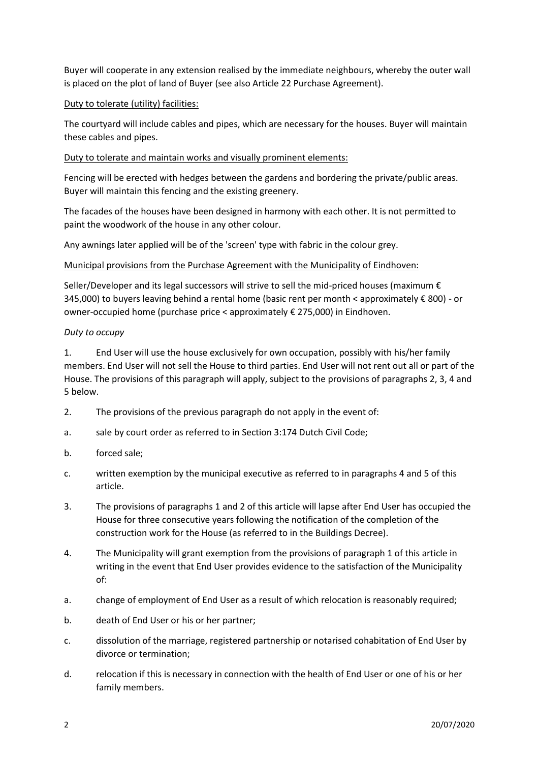Buyer will cooperate in any extension realised by the immediate neighbours, whereby the outer wall is placed on the plot of land of Buyer (see also Article 22 Purchase Agreement).

<u>Duty to tolerate (utility) facilities:</u>

The courtyard will include cables and pipes, which are necessary for the houses. Buyer will maintain these cables and pipes.

<u>Duty to tolerate and maintain works and visually prominent elements:</u>

Fencing will be erected with hedges between the gardens and bordering the private/public areas. Buyer will maintain this fencing and the existing greenery.

The facades of the houses have been designed in harmony with each other. It is not permitted to paint the woodwork of the house in any other colour.

Any awnings later applied will be of the 'screen' type with fabric in the colour grey.

<u>Municipal provisions from the Purchase Agreement with the Municipality of Eindhoven:</u>

Seller/Developer and its legal successors will strive to sell the mid-priced houses (maximum € 345,000) to buyers leaving behind a rental home (basic rent per month < approximately € 800) - or owner-occupied home (purchase price < approximately € 275,000) in Eindhoven.

*Duty to occupy*

1. End User will use the house exclusively for own occupation, possibly with his/her family members. End User will not sell the House to third parties. End User will not rent out all or part of the House. The provisions of this paragraph will apply, subject to the provisions of paragraphs 2, 3, 4 and 5 below.

2. The provisions of the previous paragraph do not apply in the event of:

a. sale by court order as referred to in Section 3:174 Dutch Civil Code;

b. forced sale;

c. written exemption by the municipal executive as referred to in paragraphs 4 and 5 of this article.

3. The provisions of paragraphs 1 and 2 of this article will lapse after End User has occupied the House for three consecutive years following the notification of the completion of the construction work for the House (as referred to in the Buildings Decree).

4. The Municipality will grant exemption from the provisions of paragraph 1 of this article in writing in the event that End User provides evidence to the satisfaction of the Municipality of:

a. change of employment of End User as a result of which relocation is reasonably required;

b. death of End User or his or her partner;

c. dissolution of the marriage, registered partnership or notarised cohabitation of End User by divorce or termination;

d. relocation if this is necessary in connection with the health of End User or one of his or her family members.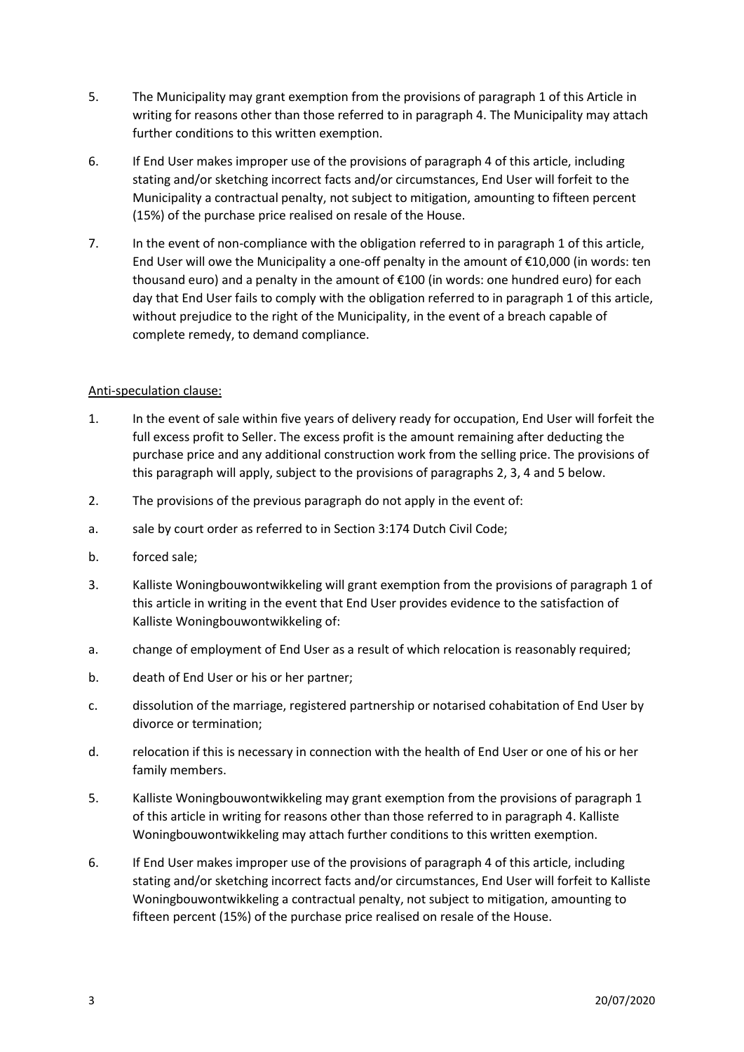5. The Municipality may grant exemption from the provisions of paragraph 1 of this Article in writing for reasons other than those referred to in paragraph 4. The Municipality may attach further conditions to this written exemption.

6. If End User makes improper use of the provisions of paragraph 4 of this article, including stating and/or sketching incorrect facts and/or circumstances, End User will forfeit to the Municipality a contractual penalty, not subject to mitigation, amounting to fifteen percent (15%) of the purchase price realised on resale of the House.

7. In the event of non-compliance with the obligation referred to in paragraph 1 of this article, End User will owe the Municipality a one-off penalty in the amount of €10,000 (in words: ten thousand euro) and a penalty in the amount of €100 (in words: one hundred euro) for each day that End User fails to comply with the obligation referred to in paragraph 1 of this article, without prejudice to the right of the Municipality, in the event of a breach capable of complete remedy, to demand compliance.

Anti-speculation clause:

1. In the event of sale within five years of delivery ready for occupation, End User will forfeit the full excess profit to Seller. The excess profit is the amount remaining after deducting the purchase price and any additional construction work from the selling price. The provisions of this paragraph will apply, subject to the provisions of paragraphs 2, 3, 4 and 5 below.

2. The provisions of the previous paragraph do not apply in the event of:

a. sale by court order as referred to in Section 3:174 Dutch Civil Code;

b. forced sale;

3. Kalliste Woningbouwontwikkeling will grant exemption from the provisions of paragraph 1 of this article in writing in the event that End User provides evidence to the satisfaction of Kalliste Woningbouwontwikkeling of:

a. change of employment of End User as a result of which relocation is reasonably required;

b. death of End User or his or her partner;

c. dissolution of the marriage, registered partnership or notarised cohabitation of End User by divorce or termination;

d. relocation if this is necessary in connection with the health of End User or one of his or her family members.

5. Kalliste Woningbouwontwikkeling may grant exemption from the provisions of paragraph 1 of this article in writing for reasons other than those referred to in paragraph 4. Kalliste Woningbouwontwikkeling may attach further conditions to this written exemption.

6. If End User makes improper use of the provisions of paragraph 4 of this article, including stating and/or sketching incorrect facts and/or circumstances, End User will forfeit to Kalliste Woningbouwontwikkeling a contractual penalty, not subject to mitigation, amounting to fifteen percent (15%) of the purchase price realised on resale of the House.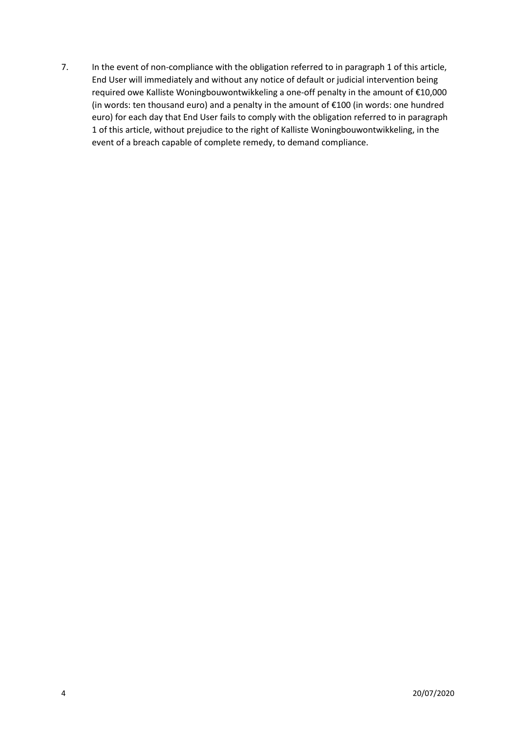7. In the event of non-compliance with the obligation referred to in paragraph 1 of this article, End User will immediately and without any notice of default or judicial intervention being required owe Kalliste Woningbouwontwikkeling a one-off penalty in the amount of €10,000 (in words: ten thousand euro) and a penalty in the amount of €100 (in words: one hundred euro) for each day that End User fails to comply with the obligation referred to in paragraph 1 of this article, without prejudice to the right of Kalliste Woningbouwontwikkeling, in the event of a breach capable of complete remedy, to demand compliance.